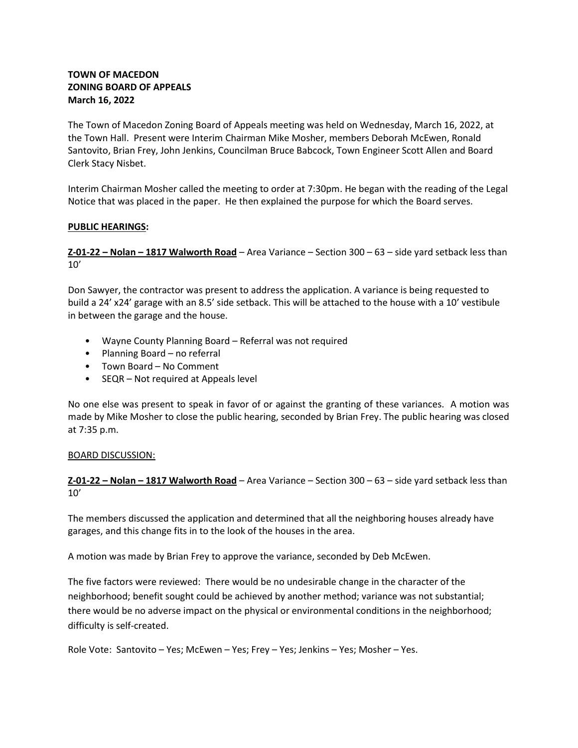**TOWN OF MACEDON**
**ZONING BOARD OF APPEALS**
**March 16, 2022**

The Town of Macedon Zoning Board of Appeals meeting was held on Wednesday, March 16, 2022, at the Town Hall. Present were Interim Chairman Mike Mosher, members Deborah McEwen, Ronald Santovito, Brian Frey, John Jenkins, Councilman Bruce Babcock, Town Engineer Scott Allen and Board Clerk Stacy Nisbet.

Interim Chairman Mosher called the meeting to order at 7:30pm. He began with the reading of the Legal Notice that was placed in the paper. He then explained the purpose for which the Board serves.

**PUBLIC HEARINGS:**

**Z-01-22 – Nolan – 1817 Walworth Road** – Area Variance – Section 300 – 63 – side yard setback less than 10'

Don Sawyer, the contractor was present to address the application. A variance is being requested to build a 24' x24' garage with an 8.5' side setback. This will be attached to the house with a 10' vestibule in between the garage and the house.

- Wayne County Planning Board – Referral was not required
- Planning Board – no referral
- Town Board – No Comment
- SEQR – Not required at Appeals level

No one else was present to speak in favor of or against the granting of these variances. A motion was made by Mike Mosher to close the public hearing, seconded by Brian Frey. The public hearing was closed at 7:35 p.m.

BOARD DISCUSSION:

**Z-01-22 – Nolan – 1817 Walworth Road** – Area Variance – Section 300 – 63 – side yard setback less than 10'

The members discussed the application and determined that all the neighboring houses already have garages, and this change fits in to the look of the houses in the area.

A motion was made by Brian Frey to approve the variance, seconded by Deb McEwen.

The five factors were reviewed: There would be no undesirable change in the character of the neighborhood; benefit sought could be achieved by another method; variance was not substantial; there would be no adverse impact on the physical or environmental conditions in the neighborhood; difficulty is self-created.

Role Vote: Santovito – Yes; McEwen – Yes; Frey – Yes; Jenkins – Yes; Mosher – Yes.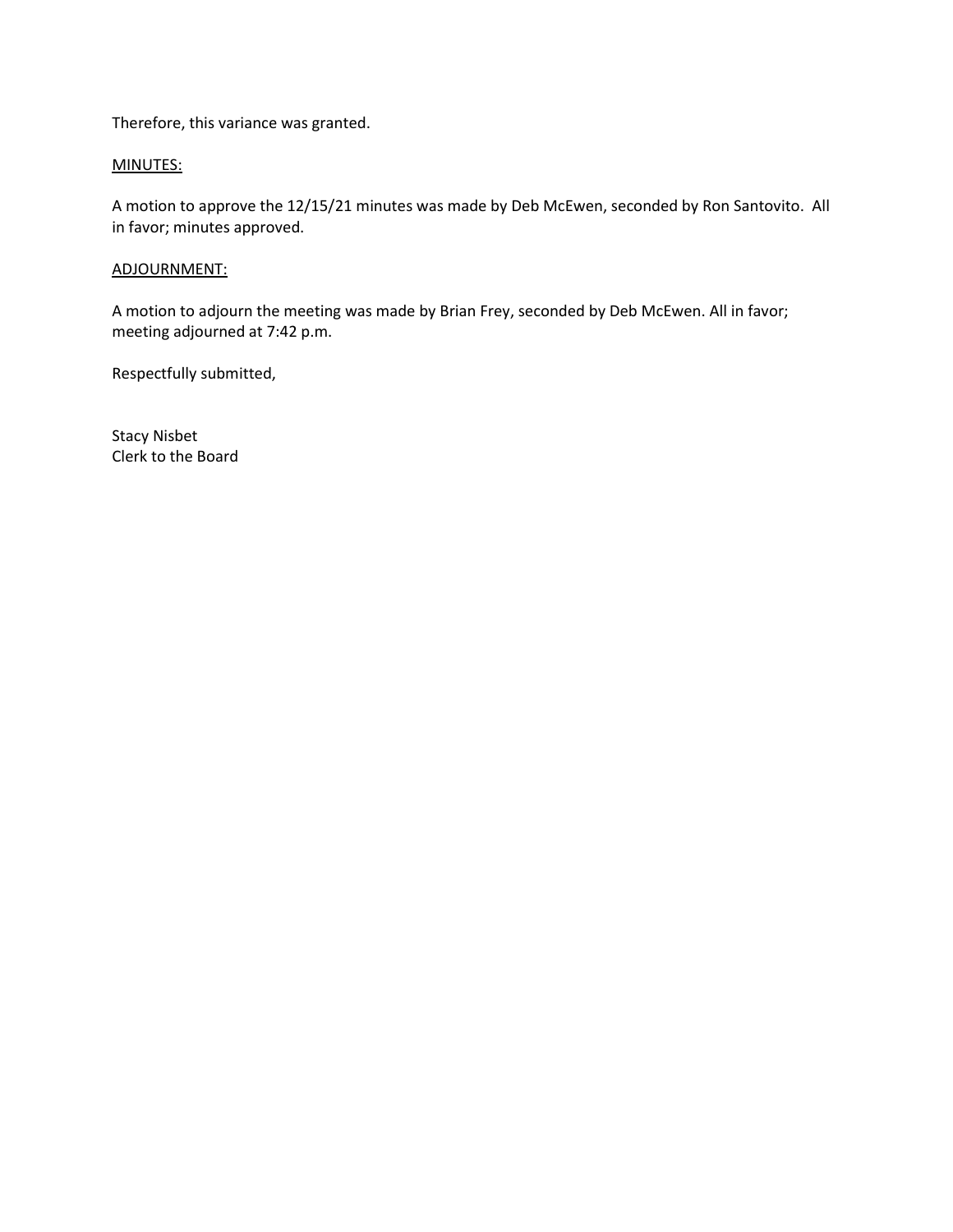Therefore, this variance was granted.

MINUTES:

A motion to approve the 12/15/21 minutes was made by Deb McEwen, seconded by Ron Santovito. All in favor; minutes approved.

ADJOURNMENT:

A motion to adjourn the meeting was made by Brian Frey, seconded by Deb McEwen. All in favor; meeting adjourned at 7:42 p.m.

Respectfully submitted,

Stacy Nisbet
Clerk to the Board